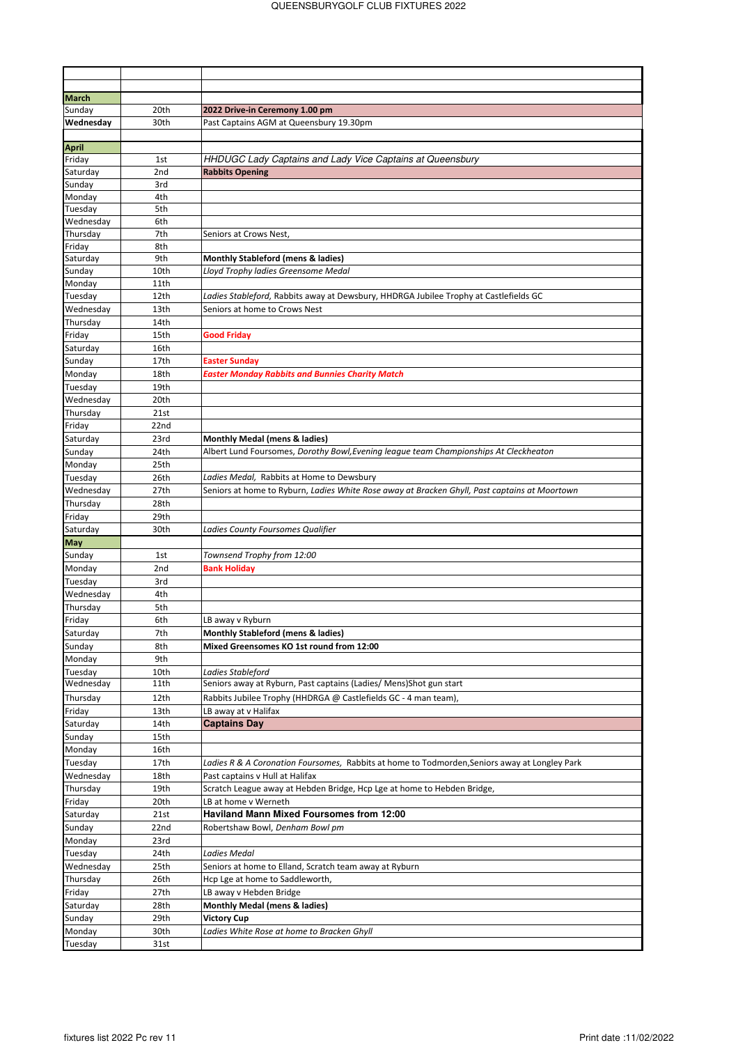# QUEENSBURYGOLF CLUB FIXTURES 2022

| | | |
|---|---|---|
| | | |
| **March** | | |
| Sunday | 20th | **2022 Drive-in Ceremony 1.00 pm** |
| **Wednesday** | 30th | Past Captains AGM at Queensbury 19.30pm |
| | | |
| **April** | | |
| Friday | 1st | *HHDUGC Lady Captains and Lady Vice Captains at Queensbury* |
| Saturday | 2nd | **Rabbits Opening** |
| Sunday | 3rd | |
| Monday | 4th | |
| Tuesday | 5th | |
| Wednesday | 6th | |
| Thursday | 7th | Seniors at Crows Nest, |
| Friday | 8th | |
| Saturday | 9th | **Monthly Stableford (mens & ladies)** |
| Sunday | 10th | *Lloyd Trophy ladies Greensome Medal* |
| Monday | 11th | |
| Tuesday | 12th | *Ladies Stableford,* Rabbits away at Dewsbury, HHDRGA Jubilee Trophy at Castlefields GC |
| Wednesday | 13th | Seniors at home to Crows Nest |
| Thursday | 14th | |
| Friday | 15th | **Good Friday** |
| Saturday | 16th | |
| Sunday | 17th | **Easter Sunday** |
| Monday | 18th | ***Easter Monday Rabbits and Bunnies Charity Match*** |
| Tuesday | 19th | |
| Wednesday | 20th | |
| Thursday | 21st | |
| Friday | 22nd | |
| Saturday | 23rd | **Monthly Medal (mens & ladies)** |
| Sunday | 24th | Albert Lund Foursomes, *Dorothy Bowl,Evening league team Championships At Cleckheaton* |
| Monday | 25th | |
| Tuesday | 26th | *Ladies Medal,* Rabbits at Home to Dewsbury |
| Wednesday | 27th | Seniors at home to Ryburn, *Ladies White Rose away at Bracken Ghyll, Past captains at Moortown* |
| Thursday | 28th | |
| Friday | 29th | |
| Saturday | 30th | *Ladies County Foursomes Qualifier* |
| **May** | | |
| Sunday | 1st | *Townsend Trophy from 12:00* |
| Monday | 2nd | **Bank Holiday** |
| Tuesday | 3rd | |
| Wednesday | 4th | |
| Thursday | 5th | |
| Friday | 6th | LB away v Ryburn |
| Saturday | 7th | **Monthly Stableford (mens & ladies)** |
| Sunday | 8th | **Mixed Greensomes KO 1st round from 12:00** |
| Monday | 9th | |
| Tuesday | 10th | *Ladies Stableford* |
| Wednesday | 11th | Seniors away at Ryburn, Past captains (Ladies/ Mens)Shot gun start |
| Thursday | 12th | Rabbits Jubilee Trophy (HHDRGA @ Castlefields GC - 4 man team), |
| Friday | 13th | LB away at v Halifax |
| Saturday | 14th | **Captains Day** |
| Sunday | 15th | |
| Monday | 16th | |
| Tuesday | 17th | *Ladies R & A Coronation Foursomes,* Rabbits at home to Todmorden,Seniors away at Longley Park |
| Wednesday | 18th | Past captains v Hull at Halifax |
| Thursday | 19th | Scratch League away at Hebden Bridge, Hcp Lge at home to Hebden Bridge, |
| Friday | 20th | LB at home v Werneth |
| Saturday | 21st | **Haviland Mann Mixed Foursomes from 12:00** |
| Sunday | 22nd | Robertshaw Bowl, *Denham Bowl pm* |
| Monday | 23rd | |
| Tuesday | 24th | *Ladies Medal* |
| Wednesday | 25th | Seniors at home to Elland, Scratch team away at Ryburn |
| Thursday | 26th | Hcp Lge at home to Saddleworth, |
| Friday | 27th | LB away v Hebden Bridge |
| Saturday | 28th | **Monthly Medal (mens & ladies)** |
| Sunday | 29th | **Victory Cup** |
| Monday | 30th | *Ladies White Rose at home to Bracken Ghyll* |
| Tuesday | 31st | |

fixtures list 2022 Pc rev 11 | Print date :11/02/2022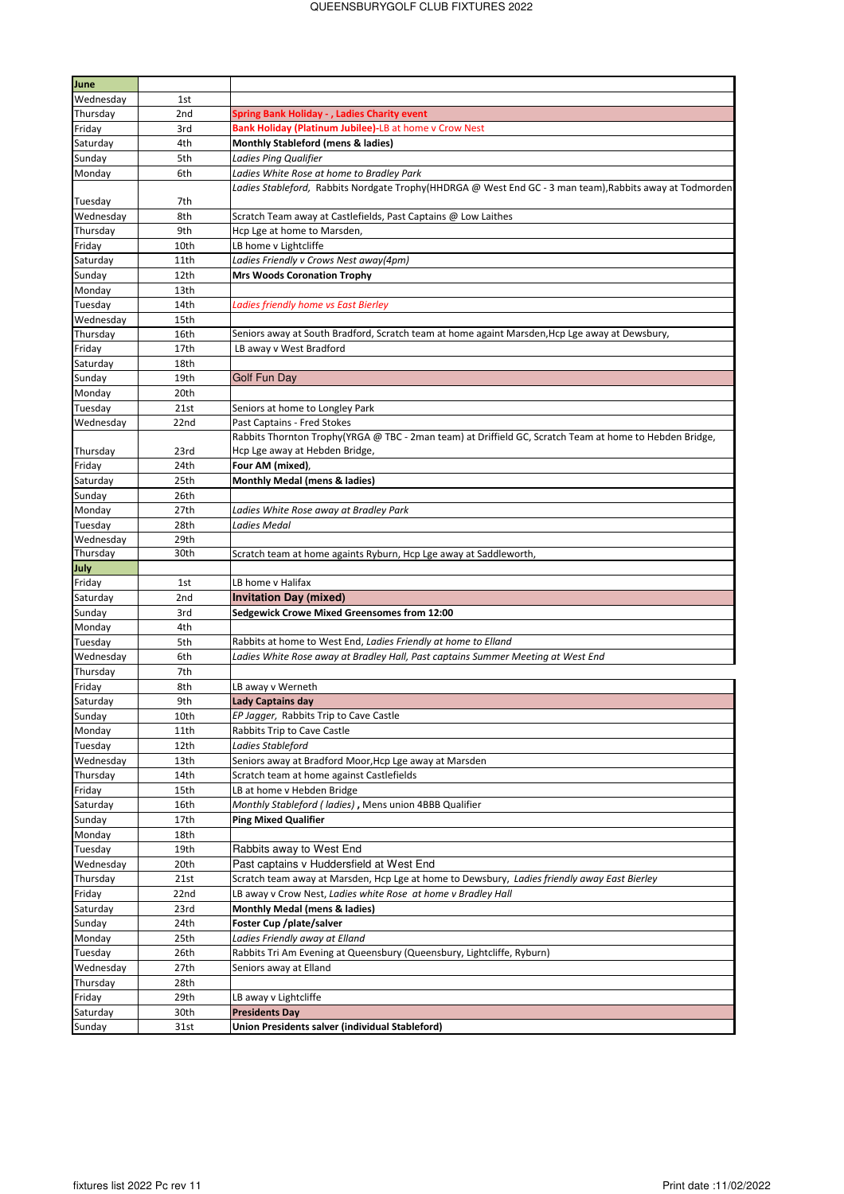# QUEENSBURYGOLF CLUB FIXTURES 2022

| | | |
|---|---|---|
| **June** | | |
| Wednesday | 1st | |
| Thursday | 2nd | **Spring Bank Holiday - , Ladies Charity event** |
| Friday | 3rd | **Bank Holiday (Platinum Jubilee)**-LB at home v Crow Nest |
| Saturday | 4th | **Monthly Stableford (mens & ladies)** |
| Sunday | 5th | *Ladies Ping Qualifier* |
| Monday | 6th | *Ladies White Rose at home to Bradley Park* |
| Tuesday | 7th | *Ladies Stableford,* Rabbits Nordgate Trophy(HHDRGA @ West End GC - 3 man team),Rabbits away at Todmorden |
| Wednesday | 8th | Scratch Team away at Castlefields, Past Captains @ Low Laithes |
| Thursday | 9th | Hcp Lge at home to Marsden, |
| Friday | 10th | LB home v Lightcliffe |
| Saturday | 11th | *Ladies Friendly v Crows Nest away(4pm)* |
| Sunday | 12th | **Mrs Woods Coronation Trophy** |
| Monday | 13th | |
| Tuesday | 14th | *Ladies friendly home vs East Bierley* |
| Wednesday | 15th | |
| Thursday | 16th | Seniors away at South Bradford, Scratch team at home againt Marsden,Hcp Lge away at Dewsbury, |
| Friday | 17th | LB away v West Bradford |
| Saturday | 18th | |
| Sunday | 19th | Golf Fun Day |
| Monday | 20th | |
| Tuesday | 21st | Seniors at home to Longley Park |
| Wednesday | 22nd | Past Captains - Fred Stokes |
| Thursday | 23rd | Rabbits Thornton Trophy(YRGA @ TBC - 2man team) at Driffield GC, Scratch Team at home to Hebden Bridge, Hcp Lge away at Hebden Bridge, |
| Friday | 24th | **Four AM (mixed)**, |
| Saturday | 25th | **Monthly Medal (mens & ladies)** |
| Sunday | 26th | |
| Monday | 27th | *Ladies White Rose away at Bradley Park* |
| Tuesday | 28th | *Ladies Medal* |
| Wednesday | 29th | |
| Thursday | 30th | Scratch team at home againts Ryburn, Hcp Lge away at Saddleworth, |
| **July** | | |
| Friday | 1st | LB home v Halifax |
| Saturday | 2nd | **Invitation Day (mixed)** |
| Sunday | 3rd | **Sedgewick Crowe Mixed Greensomes from 12:00** |
| Monday | 4th | |
| Tuesday | 5th | Rabbits at home to West End, *Ladies Friendly at home to Elland* |
| Wednesday | 6th | *Ladies White Rose away at Bradley Hall, Past captains Summer Meeting at West End* |
| Thursday | 7th | |
| Friday | 8th | LB away v Werneth |
| Saturday | 9th | **Lady Captains day** |
| Sunday | 10th | *EP Jagger,* Rabbits Trip to Cave Castle |
| Monday | 11th | Rabbits Trip to Cave Castle |
| Tuesday | 12th | *Ladies Stableford* |
| Wednesday | 13th | Seniors away at Bradford Moor,Hcp Lge away at Marsden |
| Thursday | 14th | Scratch team at home against Castlefields |
| Friday | 15th | LB at home v Hebden Bridge |
| Saturday | 16th | *Monthly Stableford ( ladies)* **,** Mens union 4BBB Qualifier |
| Sunday | 17th | **Ping Mixed Qualifier** |
| Monday | 18th | |
| Tuesday | 19th | Rabbits away to West End |
| Wednesday | 20th | Past captains v Huddersfield at West End |
| Thursday | 21st | Scratch team away at Marsden, Hcp Lge at home to Dewsbury, *Ladies friendly away East Bierley* |
| Friday | 22nd | LB away v Crow Nest, *Ladies white Rose at home v Bradley Hall* |
| Saturday | 23rd | **Monthly Medal (mens & ladies)** |
| Sunday | 24th | **Foster Cup /plate/salver** |
| Monday | 25th | *Ladies Friendly away at Elland* |
| Tuesday | 26th | Rabbits Tri Am Evening at Queensbury (Queensbury, Lightcliffe, Ryburn) |
| Wednesday | 27th | Seniors away at Elland |
| Thursday | 28th | |
| Friday | 29th | LB away v Lightcliffe |
| Saturday | 30th | **Presidents Day** |
| Sunday | 31st | **Union Presidents salver (individual Stableford)** |

fixtures list 2022 Pc rev 11

Print date :11/02/2022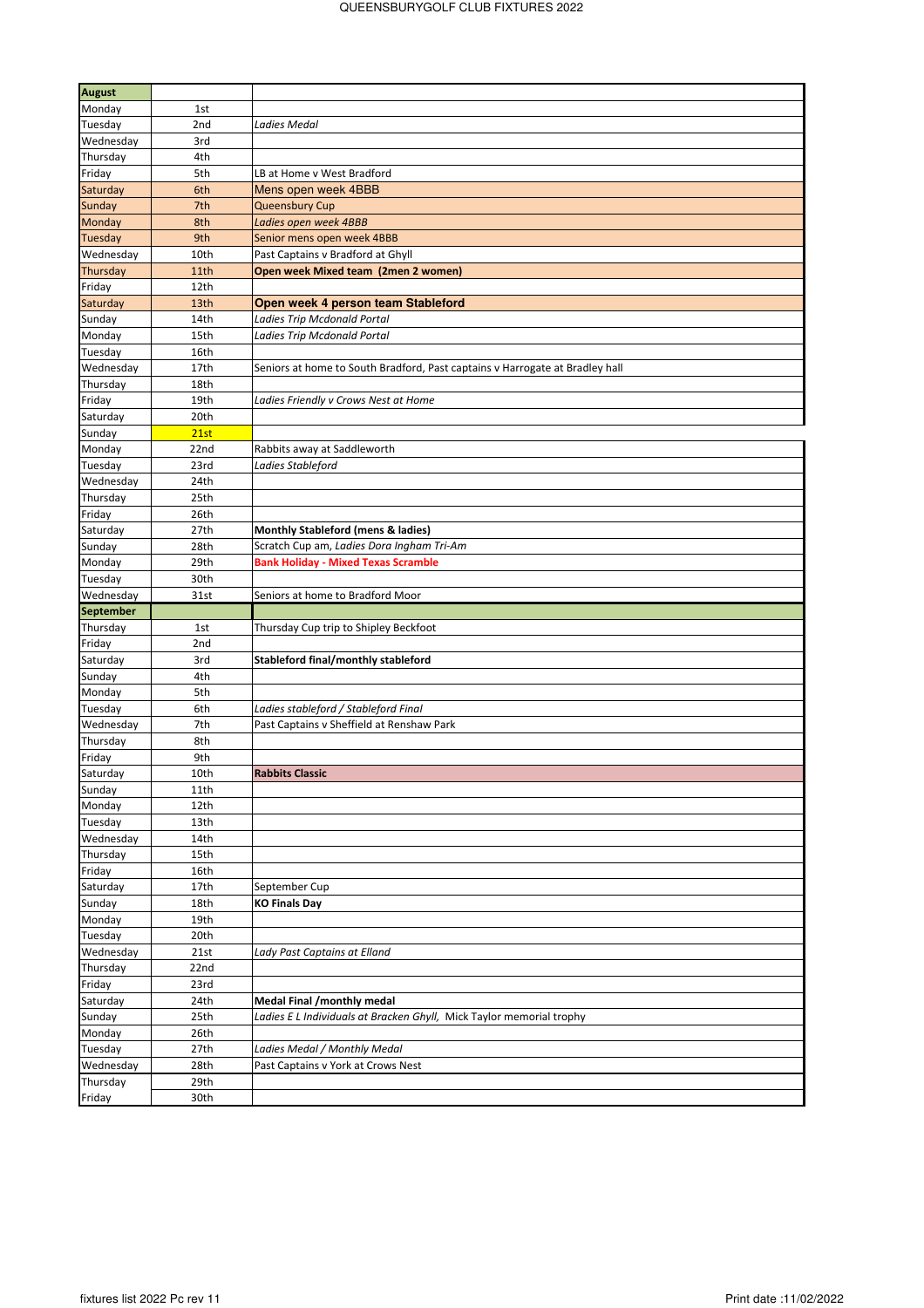| August | | |
|---|---|---|
| Monday | 1st | |
| Tuesday | 2nd | *Ladies Medal* |
| Wednesday | 3rd | |
| Thursday | 4th | |
| Friday | 5th | LB at Home v West Bradford |
| Saturday | 6th | Mens open week 4BBB |
| Sunday | 7th | Queensbury Cup |
| Monday | 8th | *Ladies open week 4BBB* |
| Tuesday | 9th | Senior mens open week 4BBB |
| Wednesday | 10th | Past Captains v Bradford at Ghyll |
| Thursday | 11th | **Open week Mixed team (2men 2 women)** |
| Friday | 12th | |
| Saturday | 13th | **Open week 4 person team Stableford** |
| Sunday | 14th | *Ladies Trip Mcdonald Portal* |
| Monday | 15th | *Ladies Trip Mcdonald Portal* |
| Tuesday | 16th | |
| Wednesday | 17th | Seniors at home to South Bradford, Past captains v Harrogate at Bradley hall |
| Thursday | 18th | |
| Friday | 19th | *Ladies Friendly v Crows Nest at Home* |
| Saturday | 20th | |
| Sunday | 21st | |
| Monday | 22nd | Rabbits away at Saddleworth |
| Tuesday | 23rd | *Ladies Stableford* |
| Wednesday | 24th | |
| Thursday | 25th | |
| Friday | 26th | |
| Saturday | 27th | **Monthly Stableford (mens & ladies)** |
| Sunday | 28th | Scratch Cup am, *Ladies Dora Ingham Tri-Am* |
| Monday | 29th | **Bank Holiday - Mixed Texas Scramble** |
| Tuesday | 30th | |
| Wednesday | 31st | Seniors at home to Bradford Moor |
| **September** | | |
| Thursday | 1st | Thursday Cup trip to Shipley Beckfoot |
| Friday | 2nd | |
| Saturday | 3rd | **Stableford final/monthly stableford** |
| Sunday | 4th | |
| Monday | 5th | |
| Tuesday | 6th | *Ladies stableford / Stableford Final* |
| Wednesday | 7th | Past Captains v Sheffield at Renshaw Park |
| Thursday | 8th | |
| Friday | 9th | |
| Saturday | 10th | **Rabbits Classic** |
| Sunday | 11th | |
| Monday | 12th | |
| Tuesday | 13th | |
| Wednesday | 14th | |
| Thursday | 15th | |
| Friday | 16th | |
| Saturday | 17th | September Cup |
| Sunday | 18th | **KO Finals Day** |
| Monday | 19th | |
| Tuesday | 20th | |
| Wednesday | 21st | *Lady Past Captains at Elland* |
| Thursday | 22nd | |
| Friday | 23rd | |
| Saturday | 24th | **Medal Final /monthly medal** |
| Sunday | 25th | *Ladies E L Individuals at Bracken Ghyll,* Mick Taylor memorial trophy |
| Monday | 26th | |
| Tuesday | 27th | *Ladies Medal / Monthly Medal* |
| Wednesday | 28th | Past Captains v York at Crows Nest |
| Thursday | 29th | |
| Friday | 30th | |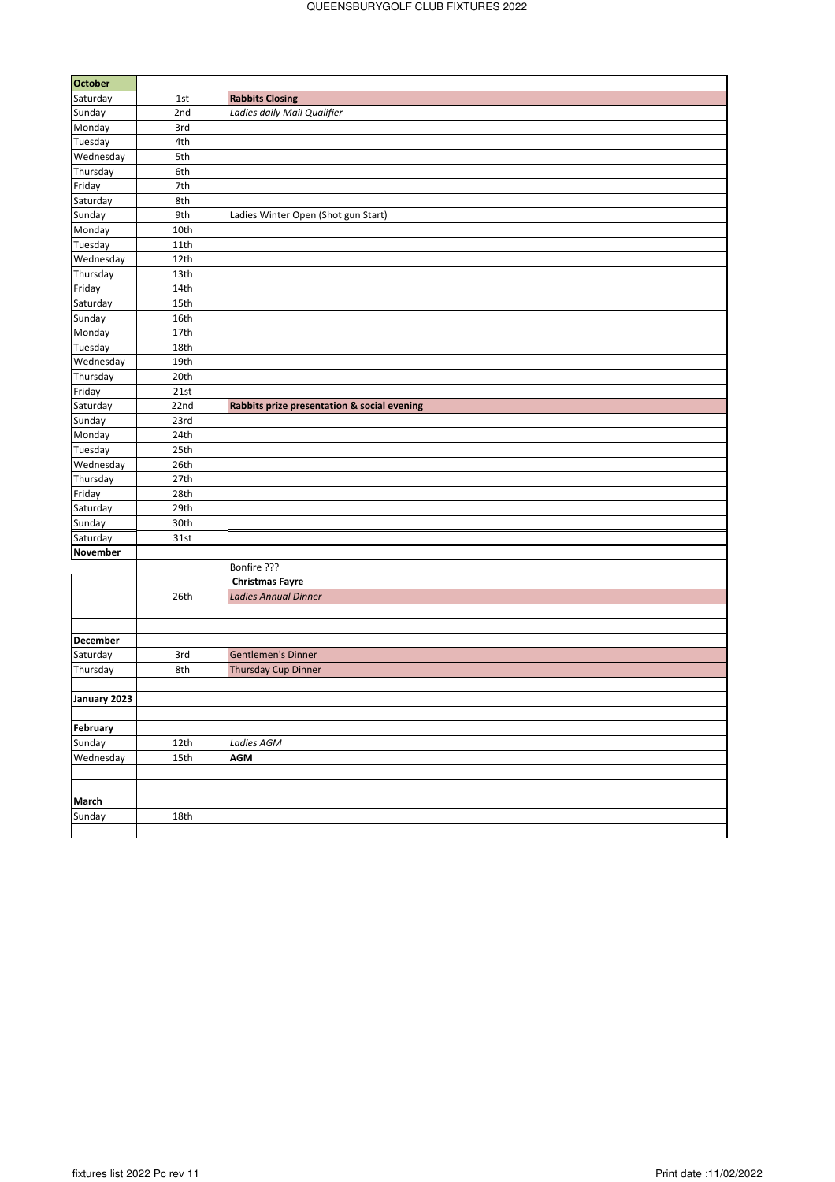| October | | |
|---|---|---|
| Saturday | 1st | **Rabbits Closing** |
| Sunday | 2nd | *Ladies daily Mail Qualifier* |
| Monday | 3rd | |
| Tuesday | 4th | |
| Wednesday | 5th | |
| Thursday | 6th | |
| Friday | 7th | |
| Saturday | 8th | |
| Sunday | 9th | Ladies Winter Open (Shot gun Start) |
| Monday | 10th | |
| Tuesday | 11th | |
| Wednesday | 12th | |
| Thursday | 13th | |
| Friday | 14th | |
| Saturday | 15th | |
| Sunday | 16th | |
| Monday | 17th | |
| Tuesday | 18th | |
| Wednesday | 19th | |
| Thursday | 20th | |
| Friday | 21st | |
| Saturday | 22nd | **Rabbits prize presentation & social evening** |
| Sunday | 23rd | |
| Monday | 24th | |
| Tuesday | 25th | |
| Wednesday | 26th | |
| Thursday | 27th | |
| Friday | 28th | |
| Saturday | 29th | |
| Sunday | 30th | |
| Saturday | 31st | |
| **November** | | |
| | | Bonfire ??? |
| | | **Christmas Fayre** |
| | 26th | *Ladies Annual Dinner* |
| | | |
| | | |
| **December** | | |
| Saturday | 3rd | Gentlemen's Dinner |
| Thursday | 8th | Thursday Cup Dinner |
| | | |
| **January 2023** | | |
| | | |
| **February** | | |
| Sunday | 12th | *Ladies AGM* |
| Wednesday | 15th | **AGM** |
| | | |
| | | |
| **March** | | |
| Sunday | 18th | |
| | | |